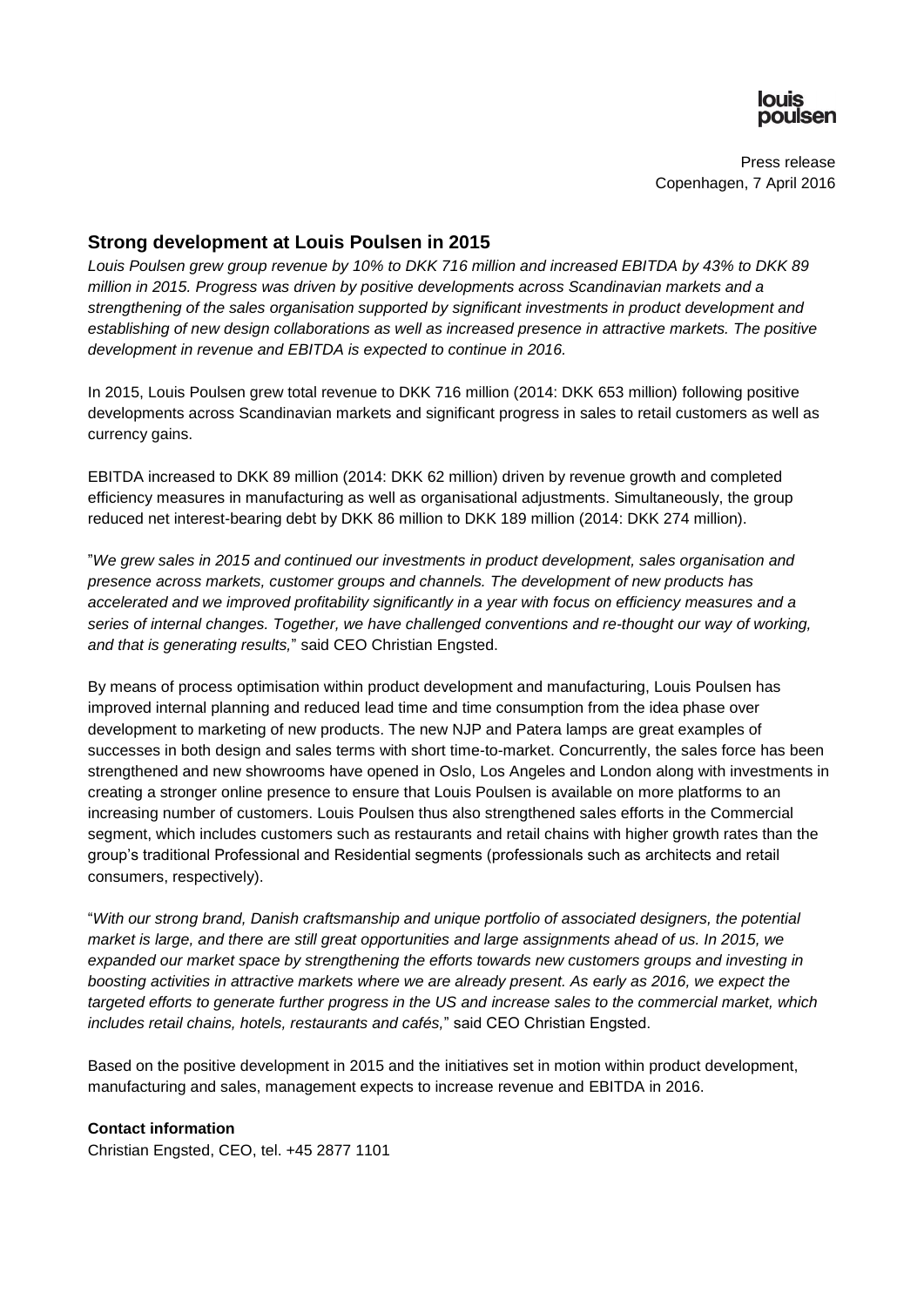louis
poulsen

Press release
Copenhagen, 7 April 2016

## Strong development at Louis Poulsen in 2015

*Louis Poulsen grew group revenue by 10% to DKK 716 million and increased EBITDA by 43% to DKK 89 million in 2015. Progress was driven by positive developments across Scandinavian markets and a strengthening of the sales organisation supported by significant investments in product development and establishing of new design collaborations as well as increased presence in attractive markets. The positive development in revenue and EBITDA is expected to continue in 2016.*

In 2015, Louis Poulsen grew total revenue to DKK 716 million (2014: DKK 653 million) following positive developments across Scandinavian markets and significant progress in sales to retail customers as well as currency gains.

EBITDA increased to DKK 89 million (2014: DKK 62 million) driven by revenue growth and completed efficiency measures in manufacturing as well as organisational adjustments. Simultaneously, the group reduced net interest-bearing debt by DKK 86 million to DKK 189 million (2014: DKK 274 million).

"*We grew sales in 2015 and continued our investments in product development, sales organisation and presence across markets, customer groups and channels. The development of new products has accelerated and we improved profitability significantly in a year with focus on efficiency measures and a series of internal changes. Together, we have challenged conventions and re-thought our way of working, and that is generating results,*" said CEO Christian Engsted.

By means of process optimisation within product development and manufacturing, Louis Poulsen has improved internal planning and reduced lead time and time consumption from the idea phase over development to marketing of new products. The new NJP and Patera lamps are great examples of successes in both design and sales terms with short time-to-market. Concurrently, the sales force has been strengthened and new showrooms have opened in Oslo, Los Angeles and London along with investments in creating a stronger online presence to ensure that Louis Poulsen is available on more platforms to an increasing number of customers. Louis Poulsen thus also strengthened sales efforts in the Commercial segment, which includes customers such as restaurants and retail chains with higher growth rates than the group's traditional Professional and Residential segments (professionals such as architects and retail consumers, respectively).

"*With our strong brand, Danish craftsmanship and unique portfolio of associated designers, the potential market is large, and there are still great opportunities and large assignments ahead of us. In 2015, we expanded our market space by strengthening the efforts towards new customers groups and investing in boosting activities in attractive markets where we are already present. As early as 2016, we expect the targeted efforts to generate further progress in the US and increase sales to the commercial market, which includes retail chains, hotels, restaurants and cafés,*" said CEO Christian Engsted.

Based on the positive development in 2015 and the initiatives set in motion within product development, manufacturing and sales, management expects to increase revenue and EBITDA in 2016.

**Contact information**
Christian Engsted, CEO, tel. +45 2877 1101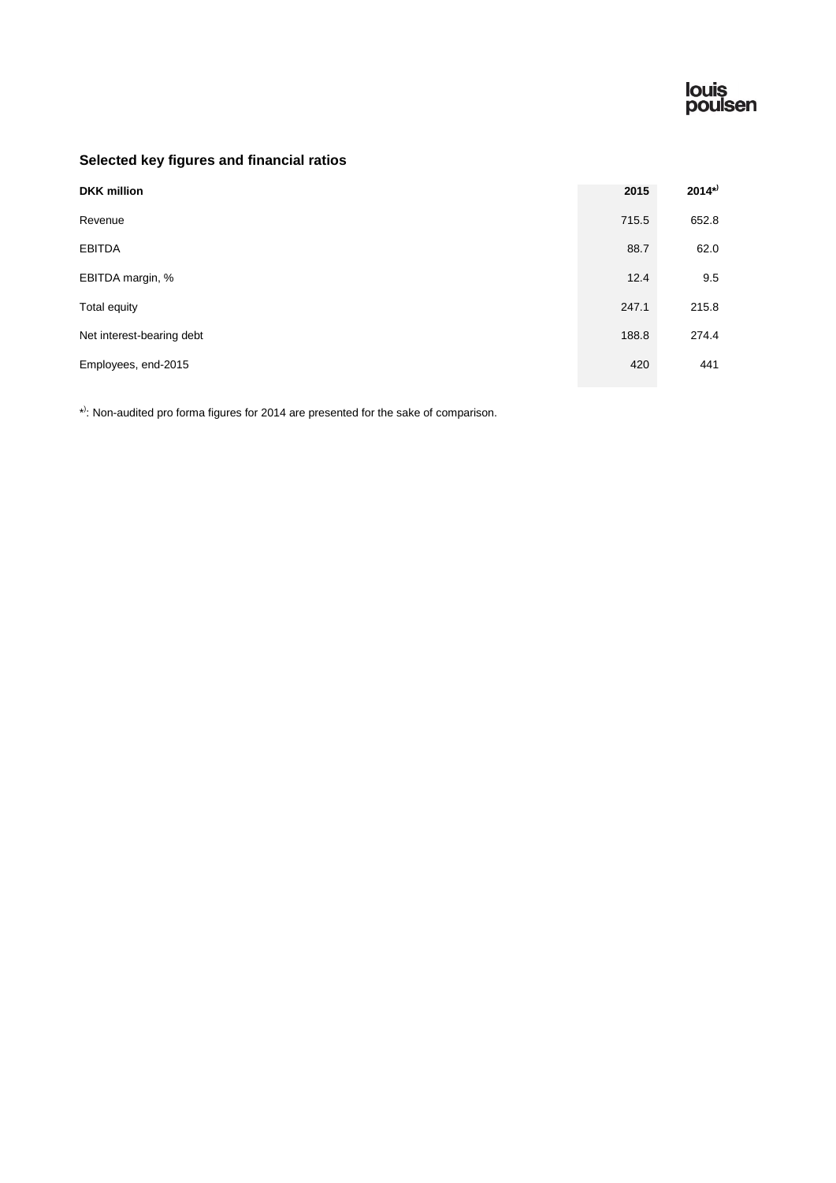louis
poulsen

## Selected key figures and financial ratios

| DKK million | 2015 | 2014*) |
|---|---|---|
| Revenue | 715.5 | 652.8 |
| EBITDA | 88.7 | 62.0 |
| EBITDA margin, % | 12.4 | 9.5 |
| Total equity | 247.1 | 215.8 |
| Net interest-bearing debt | 188.8 | 274.4 |
| Employees, end-2015 | 420 | 441 |

*): Non-audited pro forma figures for 2014 are presented for the sake of comparison.